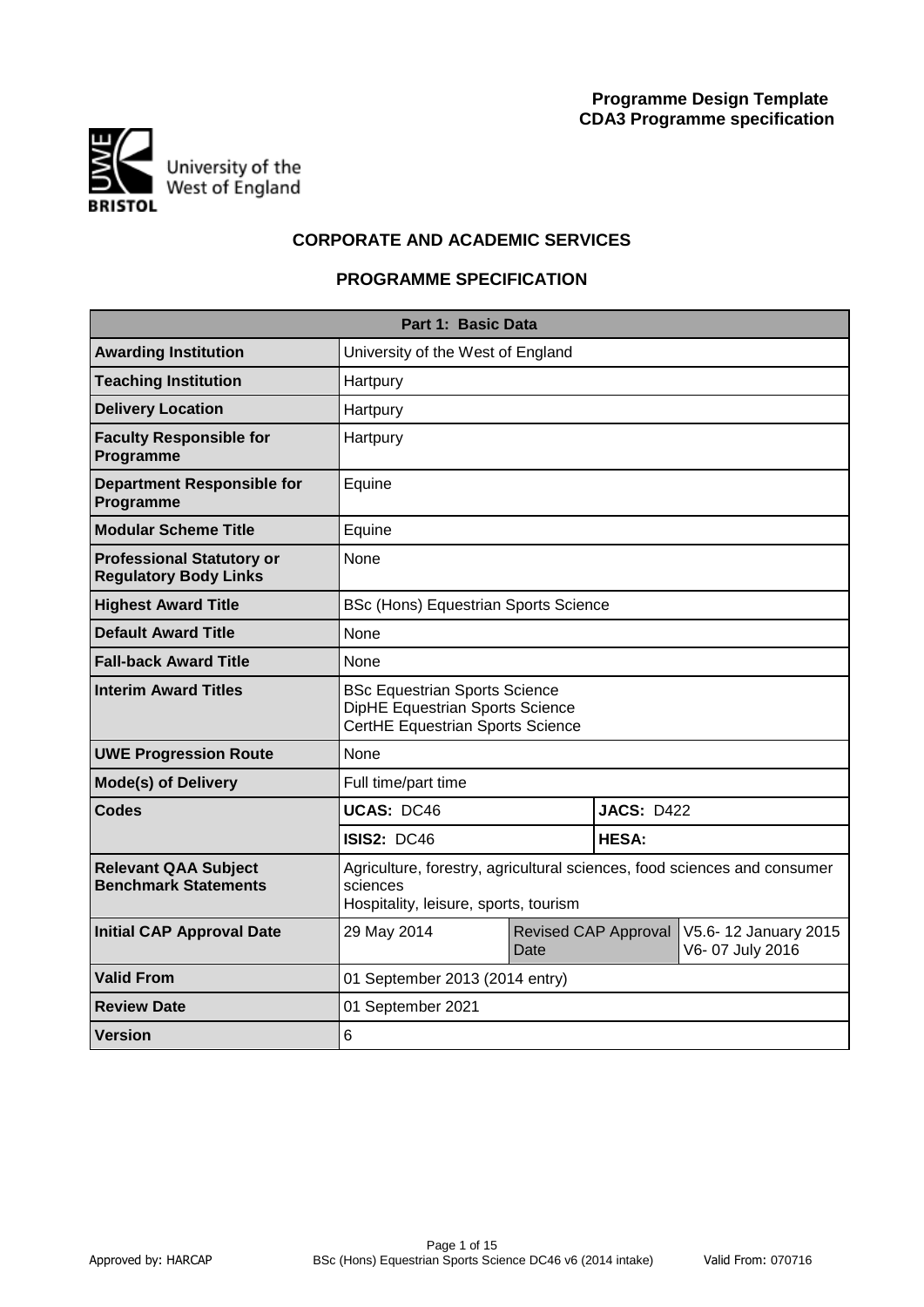**Programme Design Template**
**CDA3 Programme specification**

University of the West of England
BRISTOL

## CORPORATE AND ACADEMIC SERVICES

## PROGRAMME SPECIFICATION

| Part 1: Basic Data | | | | |
|---|---|---|---|---|
| **Awarding Institution** | University of the West of England | | | |
| **Teaching Institution** | Hartpury | | | |
| **Delivery Location** | Hartpury | | | |
| **Faculty Responsible for Programme** | Hartpury | | | |
| **Department Responsible for Programme** | Equine | | | |
| **Modular Scheme Title** | Equine | | | |
| **Professional Statutory or Regulatory Body Links** | None | | | |
| **Highest Award Title** | BSc (Hons) Equestrian Sports Science | | | |
| **Default Award Title** | None | | | |
| **Fall-back Award Title** | None | | | |
| **Interim Award Titles** | BSc Equestrian Sports Science<br>DipHE Equestrian Sports Science<br>CertHE Equestrian Sports Science | | | |
| **UWE Progression Route** | None | | | |
| **Mode(s) of Delivery** | Full time/part time | | | |
| **Codes** | **UCAS:** DC46 | | **JACS:** D422 | |
| | **ISIS2:** DC46 | | **HESA:** | |
| **Relevant QAA Subject Benchmark Statements** | Agriculture, forestry, agricultural sciences, food sciences and consumer sciences<br>Hospitality, leisure, sports, tourism | | | |
| **Initial CAP Approval Date** | 29 May 2014 | Revised CAP Approval Date | | V5.6- 12 January 2015<br>V6- 07 July 2016 |
| **Valid From** | 01 September 2013 (2014 entry) | | | |
| **Review Date** | 01 September 2021 | | | |
| **Version** | 6 | | | |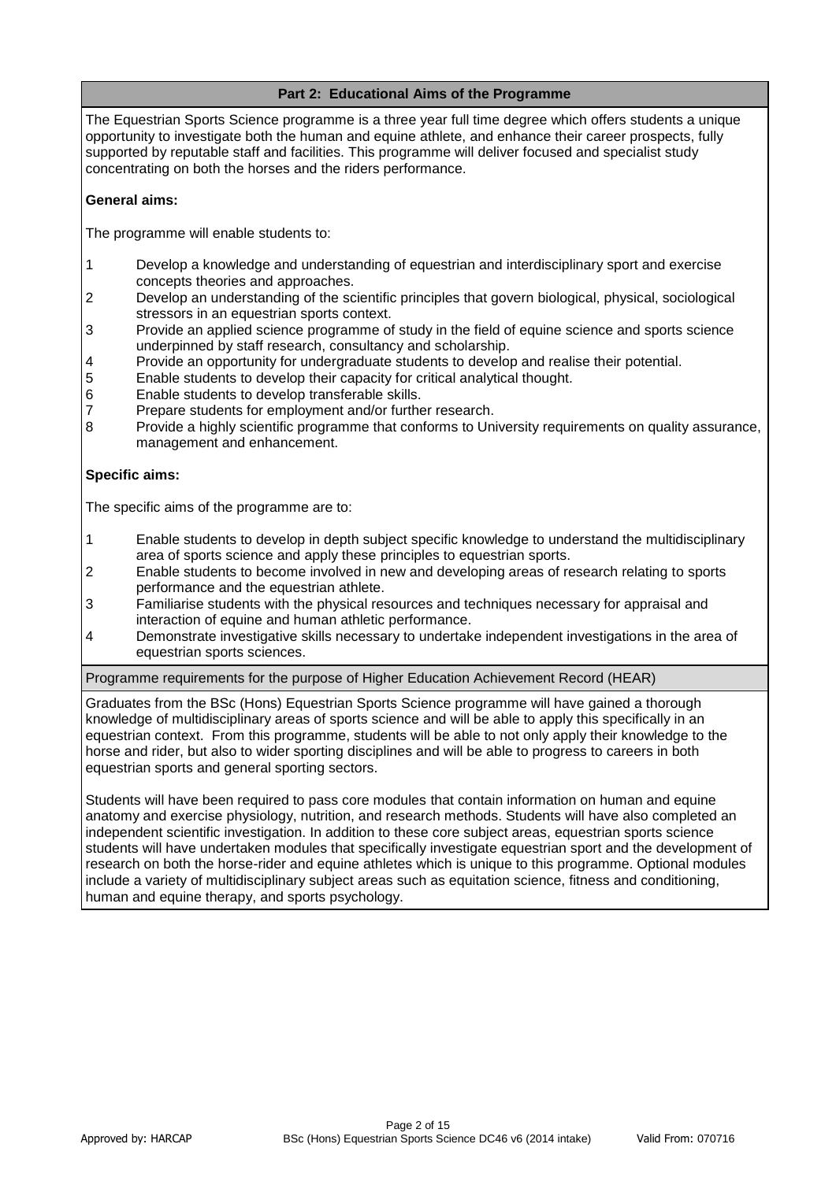## Part 2: Educational Aims of the Programme

The Equestrian Sports Science programme is a three year full time degree which offers students a unique opportunity to investigate both the human and equine athlete, and enhance their career prospects, fully supported by reputable staff and facilities. This programme will deliver focused and specialist study concentrating on both the horses and the riders performance.

**General aims:**

The programme will enable students to:

1. Develop a knowledge and understanding of equestrian and interdisciplinary sport and exercise concepts theories and approaches.
2. Develop an understanding of the scientific principles that govern biological, physical, sociological stressors in an equestrian sports context.
3. Provide an applied science programme of study in the field of equine science and sports science underpinned by staff research, consultancy and scholarship.
4. Provide an opportunity for undergraduate students to develop and realise their potential.
5. Enable students to develop their capacity for critical analytical thought.
6. Enable students to develop transferable skills.
7. Prepare students for employment and/or further research.
8. Provide a highly scientific programme that conforms to University requirements on quality assurance, management and enhancement.

**Specific aims:**

The specific aims of the programme are to:

1. Enable students to develop in depth subject specific knowledge to understand the multidisciplinary area of sports science and apply these principles to equestrian sports.
2. Enable students to become involved in new and developing areas of research relating to sports performance and the equestrian athlete.
3. Familiarise students with the physical resources and techniques necessary for appraisal and interaction of equine and human athletic performance.
4. Demonstrate investigative skills necessary to undertake independent investigations in the area of equestrian sports sciences.

### Programme requirements for the purpose of Higher Education Achievement Record (HEAR)

Graduates from the BSc (Hons) Equestrian Sports Science programme will have gained a thorough knowledge of multidisciplinary areas of sports science and will be able to apply this specifically in an equestrian context. From this programme, students will be able to not only apply their knowledge to the horse and rider, but also to wider sporting disciplines and will be able to progress to careers in both equestrian sports and general sporting sectors.

Students will have been required to pass core modules that contain information on human and equine anatomy and exercise physiology, nutrition, and research methods. Students will have also completed an independent scientific investigation. In addition to these core subject areas, equestrian sports science students will have undertaken modules that specifically investigate equestrian sport and the development of research on both the horse-rider and equine athletes which is unique to this programme. Optional modules include a variety of multidisciplinary subject areas such as equitation science, fitness and conditioning, human and equine therapy, and sports psychology.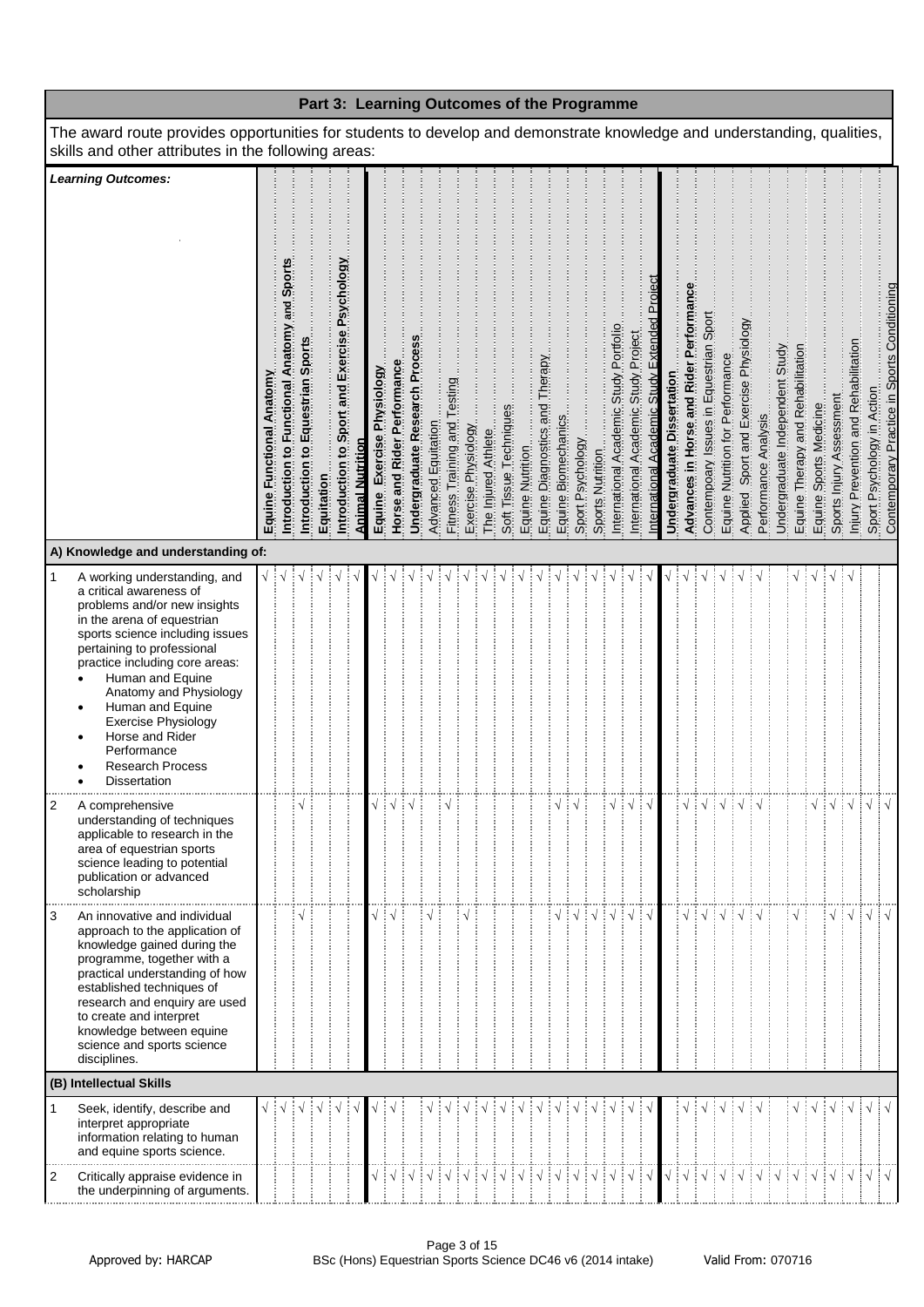## Part 3: Learning Outcomes of the Programme

The award route provides opportunities for students to develop and demonstrate knowledge and understanding, qualities, skills and other attributes in the following areas:

| | *Learning Outcomes:* | **Equine Functional Anatomy** | **Introduction to Functional Anatomy and Sports** | **Introduction to Equestrian Sports** | **Equitation** | **Introduction to Sport and Exercise Psychology** | **Animal Nutrition** | **Equine Exercise Physiology** | **Horse and Rider Performance** | **Undergraduate Research Process** | Advanced Equitation | Fitness Training and Testing | Exercise Physiology | The Injured Athlete | Soft Tissue Techniques | Equine Nutrition | Equine Diagnostics and Therapy | Equine Biomechanics | Sport Psychology | Sports Nutrition | International Academic Study Portfolio | International Academic Study Project | International Academic Study Extended Project | **Undergraduate Dissertation** | **Advances in Horse and Rider Performance** | Contempoary Issues in Equestrian Sport | Equine Nutrition for Performance | Applied Sport and Exercise Physiology | Performance Analysis | Undergraduate Independent Study | Equine Therapy and Rehabilitation | Equine Sports Medicine | Sports Injury Assessment | Injury Prevention and Rehabilitation | Sport Psychology in Action | Contemporary Practice in Sports Conditioning |
|---|---|---|---|---|---|---|---|---|---|---|---|---|---|---|---|---|---|---|---|---|---|---|---|---|---|---|---|---|---|---|---|---|---|---|---|---|
| | **A) Knowledge and understanding of:** | | | | | | | | | | | | | | | | | | | | | | | | | | | | | | | | | | | |
| 1 | A working understanding, and a critical awareness of problems and/or new insights in the arena of equestrian sports science including issues pertaining to professional practice including core areas: • Human and Equine Anatomy and Physiology • Human and Equine Exercise Physiology • Horse and Rider Performance • Research Process • Dissertation | √ | √ | √ | √ | √ | √ | √ | √ | √ | √ | √ | √ | √ | √ | √ | √ | √ | √ | √ | √ | √ | √ | √ | √ | √ | √ | √ | √ | | √ | √ | √ | √ | | |
| 2 | A comprehensive understanding of techniques applicable to research in the area of equestrian sports science leading to potential publication or advanced scholarship | | | √ | | | | √ | √ | √ | | √ | | | | | | √ | √ | | √ | √ | √ | | √ | √ | √ | √ | √ | | | √ | √ | √ | √ | √ |
| 3 | An innovative and individual approach to the application of knowledge gained during the programme, together with a practical understanding of how established techniques of research and enquiry are used to create and interpret knowledge between equine science and sports science disciplines. | | | √ | | | | √ | √ | | √ | | √ | | | | | √ | √ | √ | √ | √ | √ | | √ | √ | √ | √ | √ | | √ | | √ | √ | √ | √ |
| | **(B) Intellectual Skills** | | | | | | | | | | | | | | | | | | | | | | | | | | | | | | | | | | | |
| 1 | Seek, identify, describe and interpret appropriate information relating to human and equine sports science. | √ | √ | √ | √ | √ | √ | √ | √ | | √ | √ | √ | √ | √ | √ | √ | √ | √ | √ | √ | √ | √ | | √ | √ | √ | √ | √ | | √ | √ | √ | √ | √ | √ |
| 2 | Critically appraise evidence in the underpinning of arguments. | | | | | | | √ | √ | √ | √ | √ | √ | √ | √ | √ | √ | √ | √ | √ | √ | √ | √ | √ | √ | √ | √ | √ | √ | √ | √ | √ | √ | √ | √ | √ |

Approved by: HARCAP — BSc (Hons) Equestrian Sports Science DC46 v6 (2014 intake) — Valid From: 070716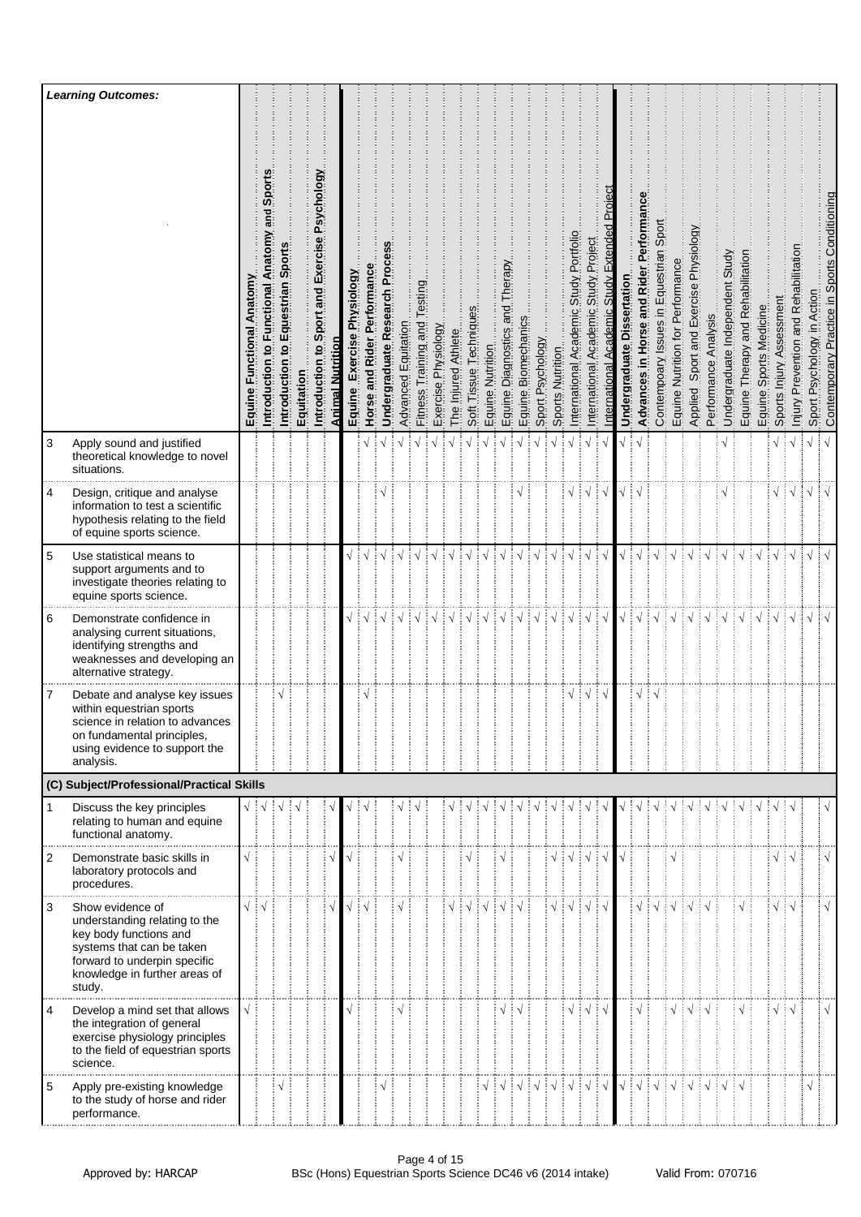| | Learning Outcomes: | Equine Functional Anatomy | Introduction to Functional Anatomy and Sports | Introduction to Equestrian Sports | Equitation | Introduction to Sport and Exercise Psychology | Animal Nutrition | Equine Exercise Physiology | Horse and Rider Performance | Undergraduate Research Process | Advanced Equitation | Fitness Training and Testing | Exercise Physiology | The Injured Athlete | Soft Tissue Techniques | Equine Nutrition | Equine Diagnostics and Therapy | Equine Biomechanics | Sport Psychology | Sports Nutrition | International Academic Study Portfolio | International Academic Study Project | International Academic Study Extended Project | Undergraduate Dissertation | Advances in Horse and Rider Performance | Contempoary Issues in Equestrian Sport | Equine Nutrition for Performance | Applied Sport and Exercise Physiology | Performance Analysis | Undergraduate Independent Study | Equine Therapy and Rehabilitation | Equine Sports Medicine | Sports Injury Assessment | Injury Prevention and Rehabilitation | Sport Psychology in Action | Contemporary Practice in Sports Conditioning |
|---|---|---|---|---|---|---|---|---|---|---|---|---|---|---|---|---|---|---|---|---|---|---|---|---|---|---|---|---|---|---|---|---|---|---|---|---|
| 3 | Apply sound and justified theoretical knowledge to novel situations. | | | | | | | | √ | √ | √ | √ | √ | √ | √ | √ | √ | √ | √ | √ | √ | √ | √ | √ | √ | | | | | √ | | | √ | √ | √ | √ |
| 4 | Design, critique and analyse information to test a scientific hypothesis relating to the field of equine sports science. | | | | | | | | | √ | | | | | | | | √ | | | √ | √ | √ | √ | √ | | | | | √ | | | √ | √ | √ | √ |
| 5 | Use statistical means to support arguments and to investigate theories relating to equine sports science. | | | | | | | √ | √ | √ | √ | √ | √ | √ | √ | √ | √ | √ | √ | √ | √ | √ | √ | √ | √ | √ | √ | √ | √ | √ | √ | √ | √ | √ | √ | √ |
| 6 | Demonstrate confidence in analysing current situations, identifying strengths and weaknesses and developing an alternative strategy. | | | | | | | √ | √ | √ | √ | √ | √ | √ | √ | √ | √ | √ | √ | √ | √ | √ | √ | √ | √ | √ | √ | √ | √ | √ | √ | √ | √ | √ | √ | √ |
| 7 | Debate and analyse key issues within equestrian sports science in relation to advances on fundamental principles, using evidence to support the analysis. | | | √ | | | | | √ | | | | | | | | | | | | √ | √ | √ | | √ | √ | | | | | | | | | | |
| **(C) Subject/Professional/Practical Skills** | | | | | | | | | | | | | | | | | | | | | | | | | | | | | | | | | | | | |
| 1 | Discuss the key principles relating to human and equine functional anatomy. | √ | √ | √ | √ | | √ | √ | √ | | √ | √ | | √ | √ | √ | √ | √ | √ | √ | √ | √ | √ | √ | √ | √ | √ | √ | √ | √ | √ | √ | √ | | | √ |
| 2 | Demonstrate basic skills in laboratory protocols and procedures. | √ | | | | | √ | √ | | | √ | | | | √ | | √ | | | √ | √ | √ | √ | √ | | | √ | | | | | | √ | √ | | √ |
| 3 | Show evidence of understanding relating to the key body functions and systems that can be taken forward to underpin specific knowledge in further areas of study. | √ | √ | | | | √ | √ | √ | | √ | | | √ | √ | √ | √ | √ | | √ | √ | √ | √ | | √ | √ | √ | √ | √ | | √ | | √ | √ | | √ |
| 4 | Develop a mind set that allows the integration of general exercise physiology principles to the field of equestrian sports science. | √ | | | | | | √ | | | √ | | | | | | √ | √ | | | √ | √ | √ | | √ | | √ | √ | √ | | √ | | √ | √ | | √ |
| 5 | Apply pre-existing knowledge to the study of horse and rider performance. | | | √ | | | | | | √ | | | | | | √ | √ | √ | √ | √ | √ | √ | √ | √ | √ | √ | √ | √ | √ | √ | √ | | | | √ | |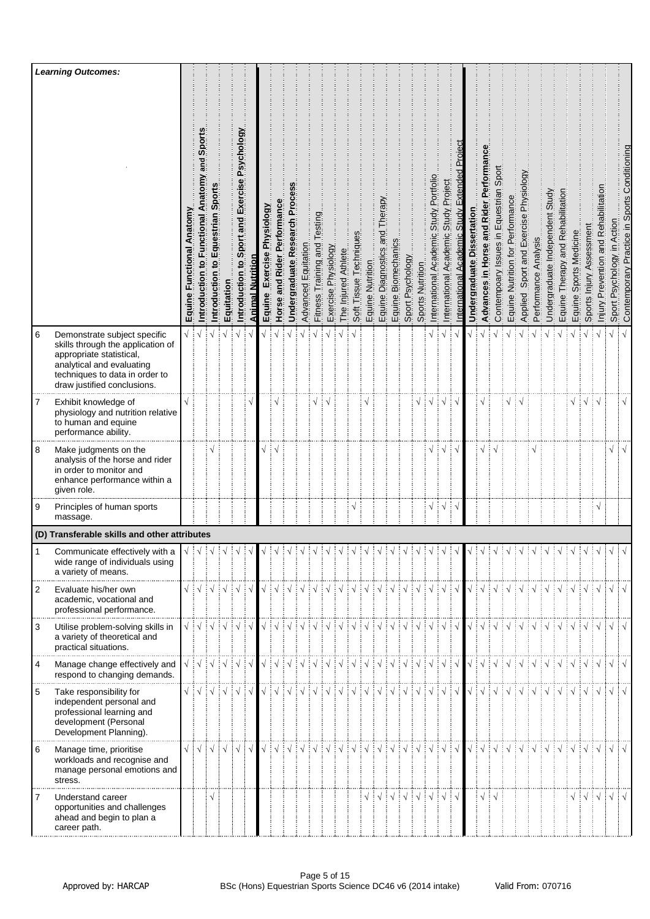| | *Learning Outcomes:* | Equine Functional Anatomy | Introduction to Functional Anatomy and Sports | Introduction to Equestrian Sports | Equitation | Introduction to Sport and Exercise Psychology | Animal Nutrition | Equine Exercise Physiology | Horse and Rider Performance | Undergraduate Research Process | Advanced Equitation | Fitness Training and Testing | Exercise Physiology | The Injured Athlete | Soft Tissue Techniques | Equine Nutrition | Equine Diagnostics and Therapy | Equine Biomechanics | Sport Psychology | Sports Nutrition | International Academic Study Portfolio | International Academic Study Project | International Academic Study Extended Project | Undergraduate Dissertation | Advances in Horse and Rider Performance | Contempoary Issues in Equestrian Sport | Equine Nutrition for Performance | Applied Sport and Exercise Physiology | Performance Analysis | Undergraduate Independent Study | Equine Therapy and Rehabilitation | Equine Sports Medicine | Sports Injury Assessment | Injury Prevention and Rehabilitation | Sport Psychology in Action | Contemporary Practice in Sports Conditioning |
|---|---|---|---|---|---|---|---|---|---|---|---|---|---|---|---|---|---|---|---|---|---|---|---|---|---|---|---|---|---|---|---|---|---|---|---|---|
| 6 | Demonstrate subject specific skills through the application of appropriate statistical, analytical and evaluating techniques to data in order to draw justified conclusions. | √ | √ | √ | √ | √ | √ | √ | √ | √ | √ | √ | √ | √ | √ | | | | | | √ | √ | √ | √ | √ | √ | √ | √ | √ | √ | √ | √ | √ | √ | √ | √ |
| 7 | Exhibit knowledge of physiology and nutrition relative to human and equine performance ability. | √ | | | | | √ | | √ | | | √ | √ | | | √ | | | | √ | √ | √ | √ | | √ | | √ | √ | | | | √ | √ | √ | | √ |
| 8 | Make judgments on the analysis of the horse and rider in order to monitor and enhance performance within a given role. | | | √ | | | | √ | √ | | | | | | | | | | | | √ | √ | √ | | √ | √ | | | √ | | | | | | √ | √ |
| 9 | Principles of human sports massage. | | | | | | | | | | | | | | √ | | | | | | √ | √ | √ | | | | | | | | | | | √ | | |
| **(D) Transferable skills and other attributes** | | | | | | | | | | | | | | | | | | | | | | | | | | | | | | | | | | | | |
| 1 | Communicate effectively with a wide range of individuals using a variety of means. | √ | √ | √ | √ | √ | √ | √ | √ | √ | √ | √ | √ | √ | √ | √ | √ | √ | √ | √ | √ | √ | √ | √ | √ | √ | √ | √ | √ | √ | √ | √ | √ | √ | √ | √ |
| 2 | Evaluate his/her own academic, vocational and professional performance. | √ | √ | √ | √ | √ | √ | √ | √ | √ | √ | √ | √ | √ | √ | √ | √ | √ | √ | √ | √ | √ | √ | √ | √ | √ | √ | √ | √ | √ | √ | √ | √ | √ | √ | √ |
| 3 | Utilise problem-solving skills in a variety of theoretical and practical situations. | √ | √ | √ | √ | √ | √ | √ | √ | √ | √ | √ | √ | √ | √ | √ | √ | √ | √ | √ | √ | √ | √ | √ | √ | √ | √ | √ | √ | √ | √ | √ | √ | √ | √ | √ |
| 4 | Manage change effectively and respond to changing demands. | √ | √ | √ | √ | √ | √ | √ | √ | √ | √ | √ | √ | √ | √ | √ | √ | √ | √ | √ | √ | √ | √ | √ | √ | √ | √ | √ | √ | √ | √ | √ | √ | √ | √ | √ |
| 5 | Take responsibility for independent personal and professional learning and development (Personal Development Planning). | √ | √ | √ | √ | √ | √ | √ | √ | √ | √ | √ | √ | √ | √ | √ | √ | √ | √ | √ | √ | √ | √ | √ | √ | √ | √ | √ | √ | √ | √ | √ | √ | √ | √ | √ |
| 6 | Manage time, prioritise workloads and recognise and manage personal emotions and stress. | √ | √ | √ | √ | √ | √ | √ | √ | √ | √ | √ | √ | √ | √ | √ | √ | √ | √ | √ | √ | √ | √ | √ | √ | √ | √ | √ | √ | √ | √ | √ | √ | √ | √ | √ |
| 7 | Understand career opportunities and challenges ahead and begin to plan a career path. | | | √ | | | | | | | | | | | | √ | √ | √ | √ | √ | √ | √ | √ | | √ | √ | | | | | | √ | √ | √ | √ | √ |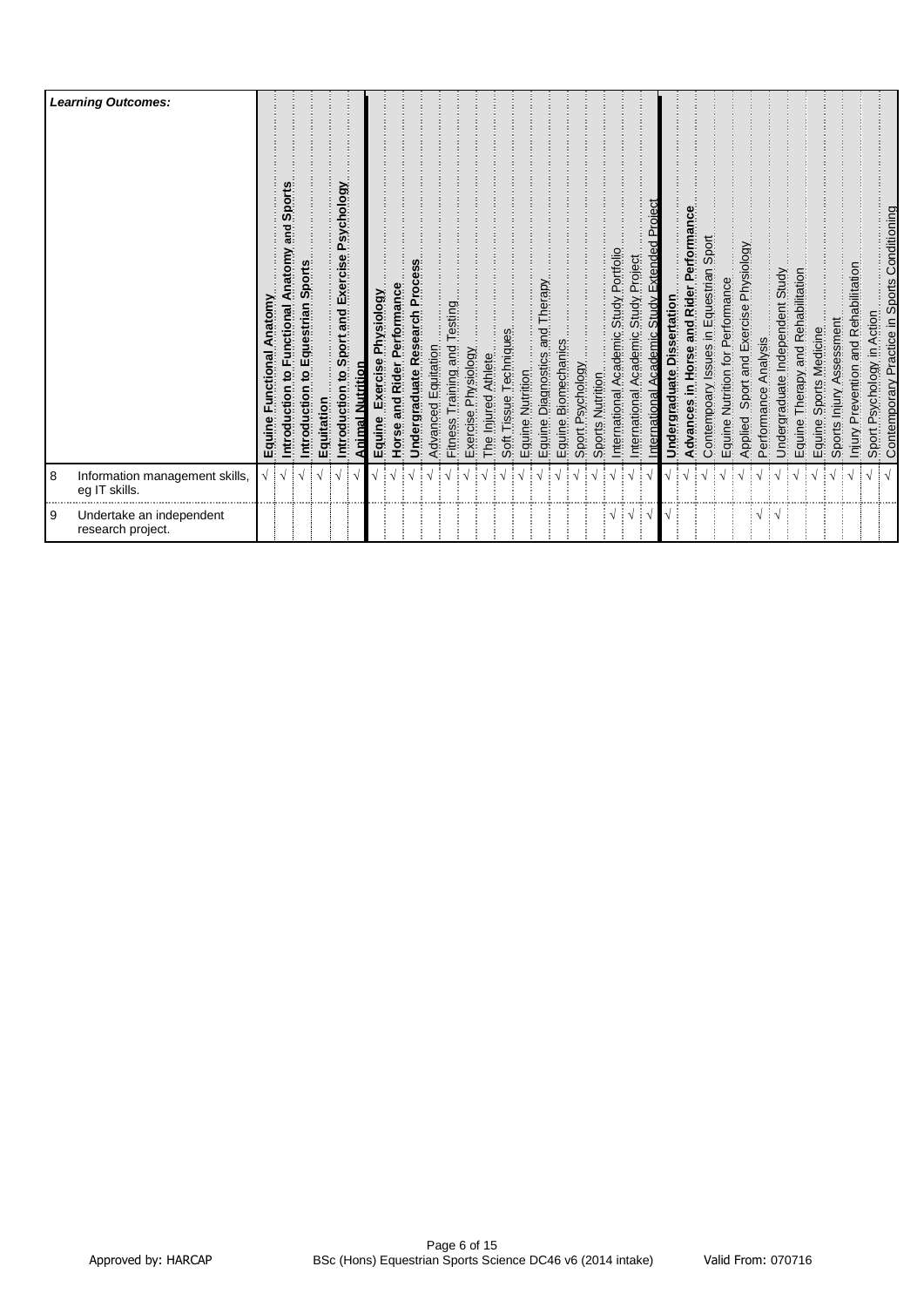| | Learning Outcomes: | Equine Functional Anatomy | Introduction to Functional Anatomy and Sports | Introduction to Equestrian Sports | Equitation | Introduction to Sport and Exercise Psychology | Animal Nutrition | Equine Exercise Physiology | Horse and Rider Performance | Undergraduate Research Process | Advanced Equitation | Fitness Training and Testing | Exercise Physiology | The Injured Athlete | Soft Tissue Techniques | Equine Nutrition | Equine Diagnostics and Therapy | Equine Biomechanics | Sport Psychology | Sports Nutrition | International Academic Study Portfolio | International Academic Study Project | International Academic Study Extended Project | Undergraduate Dissertation | Advances in Horse and Rider Performance | Contempoary Issues in Equestrian Sport | Equine Nutrition for Performance | Applied Sport and Exercise Physiology | Performance Analysis | Undergraduate Independent Study | Equine Therapy and Rehabilitation | Equine Sports Medicine | Sports Injury Assessment | Injury Prevention and Rehabilitation | Sport Psychology in Action | Contemporary Practice in Sports Conditioning |
|---|---|---|---|---|---|---|---|---|---|---|---|---|---|---|---|---|---|---|---|---|---|---|---|---|---|---|---|---|---|---|---|---|---|---|---|---|
| 8 | Information management skills, eg IT skills. | √ | √ | √ | √ | √ | √ | √ | √ | √ | √ | √ | √ | √ | √ | √ | √ | √ | √ | √ | √ | √ | √ | √ | √ | √ | √ | √ | √ | √ | √ | √ | √ | √ | √ | √ |
| 9 | Undertake an independent research project. | | | | | | | | | | | | | | | | | | | | √ | √ | √ | √ | | | | | √ | √ | | | | | | |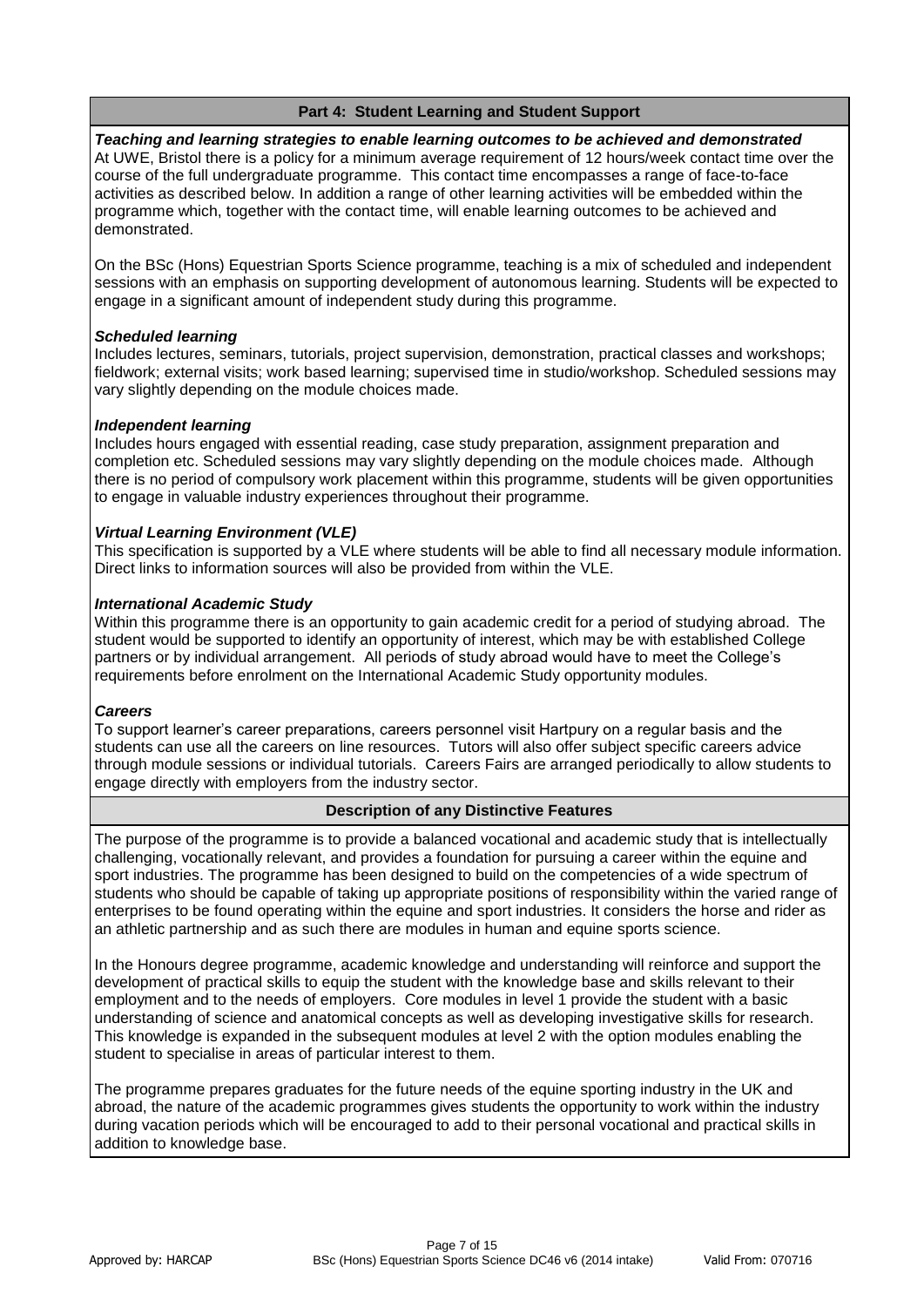## Part 4: Student Learning and Student Support

***Teaching and learning strategies to enable learning outcomes to be achieved and demonstrated***

At UWE, Bristol there is a policy for a minimum average requirement of 12 hours/week contact time over the course of the full undergraduate programme. This contact time encompasses a range of face-to-face activities as described below. In addition a range of other learning activities will be embedded within the programme which, together with the contact time, will enable learning outcomes to be achieved and demonstrated.

On the BSc (Hons) Equestrian Sports Science programme, teaching is a mix of scheduled and independent sessions with an emphasis on supporting development of autonomous learning. Students will be expected to engage in a significant amount of independent study during this programme.

***Scheduled learning***

Includes lectures, seminars, tutorials, project supervision, demonstration, practical classes and workshops; fieldwork; external visits; work based learning; supervised time in studio/workshop. Scheduled sessions may vary slightly depending on the module choices made.

***Independent learning***

Includes hours engaged with essential reading, case study preparation, assignment preparation and completion etc. Scheduled sessions may vary slightly depending on the module choices made. Although there is no period of compulsory work placement within this programme, students will be given opportunities to engage in valuable industry experiences throughout their programme.

***Virtual Learning Environment (VLE)***

This specification is supported by a VLE where students will be able to find all necessary module information. Direct links to information sources will also be provided from within the VLE.

***International Academic Study***

Within this programme there is an opportunity to gain academic credit for a period of studying abroad. The student would be supported to identify an opportunity of interest, which may be with established College partners or by individual arrangement. All periods of study abroad would have to meet the College's requirements before enrolment on the International Academic Study opportunity modules.

***Careers***

To support learner's career preparations, careers personnel visit Hartpury on a regular basis and the students can use all the careers on line resources. Tutors will also offer subject specific careers advice through module sessions or individual tutorials. Careers Fairs are arranged periodically to allow students to engage directly with employers from the industry sector.

## Description of any Distinctive Features

The purpose of the programme is to provide a balanced vocational and academic study that is intellectually challenging, vocationally relevant, and provides a foundation for pursuing a career within the equine and sport industries. The programme has been designed to build on the competencies of a wide spectrum of students who should be capable of taking up appropriate positions of responsibility within the varied range of enterprises to be found operating within the equine and sport industries. It considers the horse and rider as an athletic partnership and as such there are modules in human and equine sports science.

In the Honours degree programme, academic knowledge and understanding will reinforce and support the development of practical skills to equip the student with the knowledge base and skills relevant to their employment and to the needs of employers. Core modules in level 1 provide the student with a basic understanding of science and anatomical concepts as well as developing investigative skills for research. This knowledge is expanded in the subsequent modules at level 2 with the option modules enabling the student to specialise in areas of particular interest to them.

The programme prepares graduates for the future needs of the equine sporting industry in the UK and abroad, the nature of the academic programmes gives students the opportunity to work within the industry during vacation periods which will be encouraged to add to their personal vocational and practical skills in addition to knowledge base.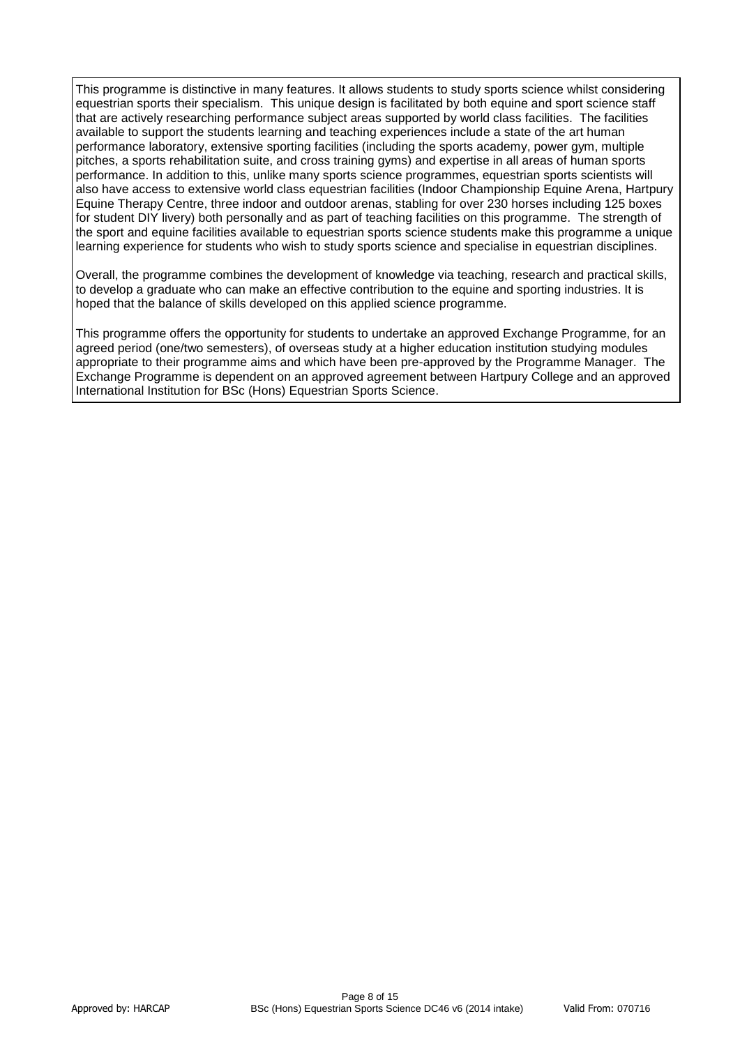This programme is distinctive in many features. It allows students to study sports science whilst considering equestrian sports their specialism. This unique design is facilitated by both equine and sport science staff that are actively researching performance subject areas supported by world class facilities. The facilities available to support the students learning and teaching experiences include a state of the art human performance laboratory, extensive sporting facilities (including the sports academy, power gym, multiple pitches, a sports rehabilitation suite, and cross training gyms) and expertise in all areas of human sports performance. In addition to this, unlike many sports science programmes, equestrian sports scientists will also have access to extensive world class equestrian facilities (Indoor Championship Equine Arena, Hartpury Equine Therapy Centre, three indoor and outdoor arenas, stabling for over 230 horses including 125 boxes for student DIY livery) both personally and as part of teaching facilities on this programme. The strength of the sport and equine facilities available to equestrian sports science students make this programme a unique learning experience for students who wish to study sports science and specialise in equestrian disciplines.

Overall, the programme combines the development of knowledge via teaching, research and practical skills, to develop a graduate who can make an effective contribution to the equine and sporting industries. It is hoped that the balance of skills developed on this applied science programme.

This programme offers the opportunity for students to undertake an approved Exchange Programme, for an agreed period (one/two semesters), of overseas study at a higher education institution studying modules appropriate to their programme aims and which have been pre-approved by the Programme Manager. The Exchange Programme is dependent on an approved agreement between Hartpury College and an approved International Institution for BSc (Hons) Equestrian Sports Science.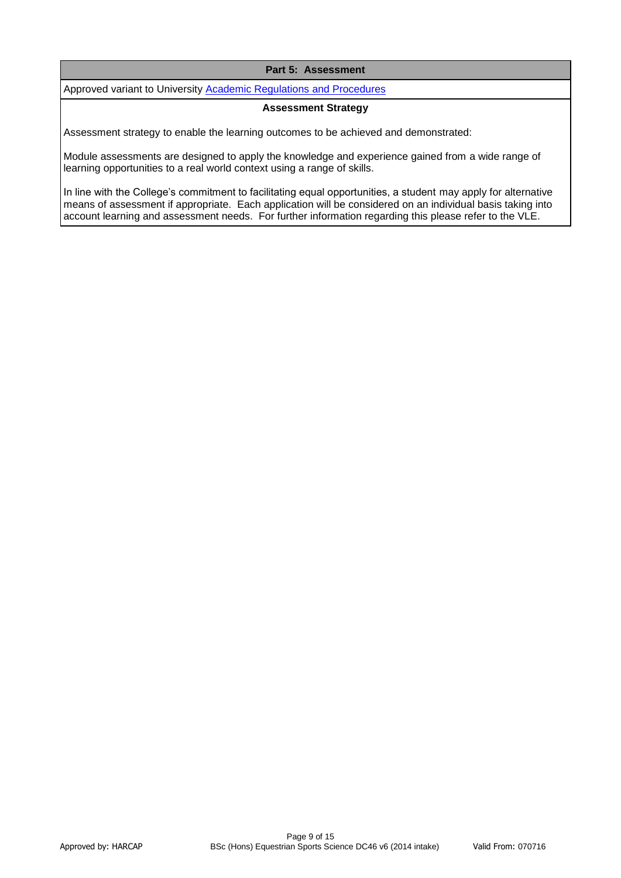## Part 5: Assessment

Approved variant to University [Academic Regulations and Procedures]

### Assessment Strategy

Assessment strategy to enable the learning outcomes to be achieved and demonstrated:

Module assessments are designed to apply the knowledge and experience gained from a wide range of learning opportunities to a real world context using a range of skills.

In line with the College's commitment to facilitating equal opportunities, a student may apply for alternative means of assessment if appropriate. Each application will be considered on an individual basis taking into account learning and assessment needs. For further information regarding this please refer to the VLE.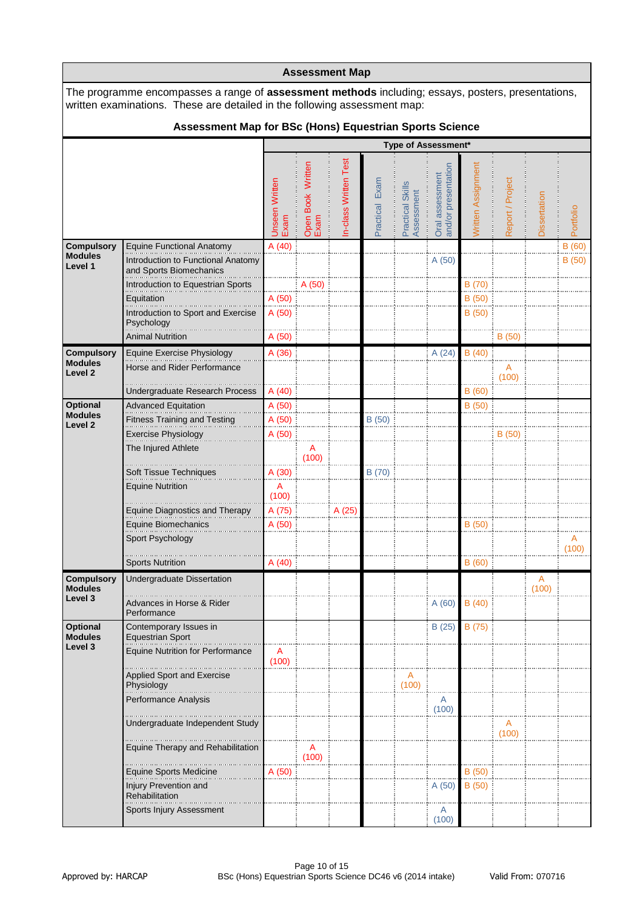## Assessment Map

The programme encompasses a range of **assessment methods** including; essays, posters, presentations, written examinations. These are detailed in the following assessment map:

### Assessment Map for BSc (Hons) Equestrian Sports Science

| | | Type of Assessment* | | | | | | | | | |
|---|---|---|---|---|---|---|---|---|---|---|---|
| | | Unseen Written Exam | Open Book Written Exam | In-class Written Test | Practical Exam | Practical Skills Assessment | Oral assessment and/or presentation | Written Assignment | Report / Project | Dissertation | Portfolio |
| **Compulsory Modules Level 1** | Equine Functional Anatomy | A (40) | | | | | | | | | B (60) |
| | Introduction to Functional Anatomy and Sports Biomechanics | | | | | | A (50) | | | | B (50) |
| | Introduction to Equestrian Sports | | A (50) | | | | | B (70) | | | |
| | Equitation | A (50) | | | | | | B (50) | | | |
| | Introduction to Sport and Exercise Psychology | A (50) | | | | | | B (50) | | | |
| | Animal Nutrition | A (50) | | | | | | | B (50) | | |
| **Compulsory Modules Level 2** | Equine Exercise Physiology | A (36) | | | | | A (24) | B (40) | | | |
| | Horse and Rider Performance | | | | | | | | A (100) | | |
| | Undergraduate Research Process | A (40) | | | | | | B (60) | | | |
| **Optional Modules Level 2** | Advanced Equitation | A (50) | | | | | | B (50) | | | |
| | Fitness Training and Testing | A (50) | | | B (50) | | | | | | |
| | Exercise Physiology | A (50) | | | | | | | B (50) | | |
| | The Injured Athlete | | A (100) | | | | | | | | |
| | Soft Tissue Techniques | A (30) | | | B (70) | | | | | | |
| | Equine Nutrition | A (100) | | | | | | | | | |
| | Equine Diagnostics and Therapy | A (75) | | A (25) | | | | | | | |
| | Equine Biomechanics | A (50) | | | | | | B (50) | | | |
| | Sport Psychology | | | | | | | | | | A (100) |
| | Sports Nutrition | A (40) | | | | | | B (60) | | | |
| **Compulsory Modules Level 3** | Undergraduate Dissertation | | | | | | | | | A (100) | |
| | Advances in Horse & Rider Performance | | | | | | A (60) | B (40) | | | |
| **Optional Modules Level 3** | Contemporary Issues in Equestrian Sport | | | | | | B (25) | B (75) | | | |
| | Equine Nutrition for Performance | A (100) | | | | | | | | | |
| | Applied Sport and Exercise Physiology | | | | | A (100) | | | | | |
| | Performance Analysis | | | | | | A (100) | | | | |
| | Undergraduate Independent Study | | | | | | | | A (100) | | |
| | Equine Therapy and Rehabilitation | | A (100) | | | | | | | | |
| | Equine Sports Medicine | A (50) | | | | | | B (50) | | | |
| | Injury Prevention and Rehabilitation | | | | | | A (50) | B (50) | | | |
| | Sports Injury Assessment | | | | | | A (100) | | | | |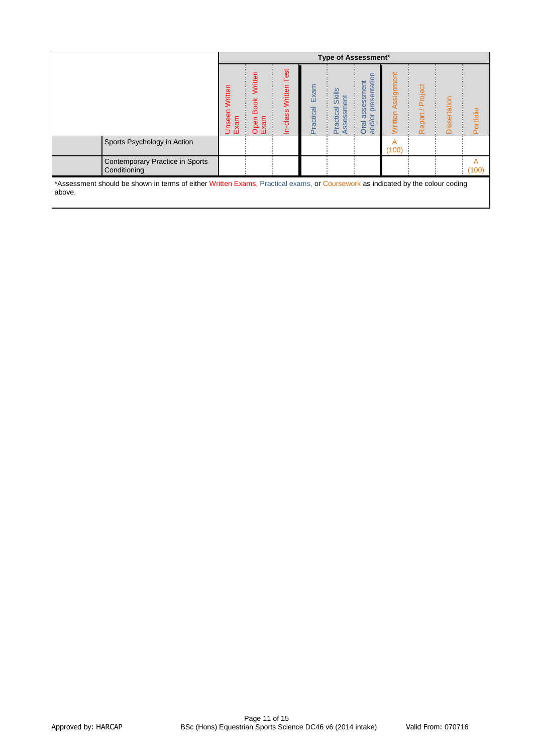| | | Type of Assessment* | | | | | | | | | |
|---|---|---|---|---|---|---|---|---|---|---|---|
| | | Unseen Written Exam | Open Book Written Exam | In-class Written Test | Practical Exam | Practical Skills Assessment | Oral assessment and/or presentation | Written Assignment | Report / Project | Dissertation | Portfolio |
| | Sports Psychology in Action | | | | | | | A (100) | | | |
| | Contemporary Practice in Sports Conditioning | | | | | | | | | | A (100) |

*Assessment should be shown in terms of either Written Exams, Practical exams, or Coursework as indicated by the colour coding above.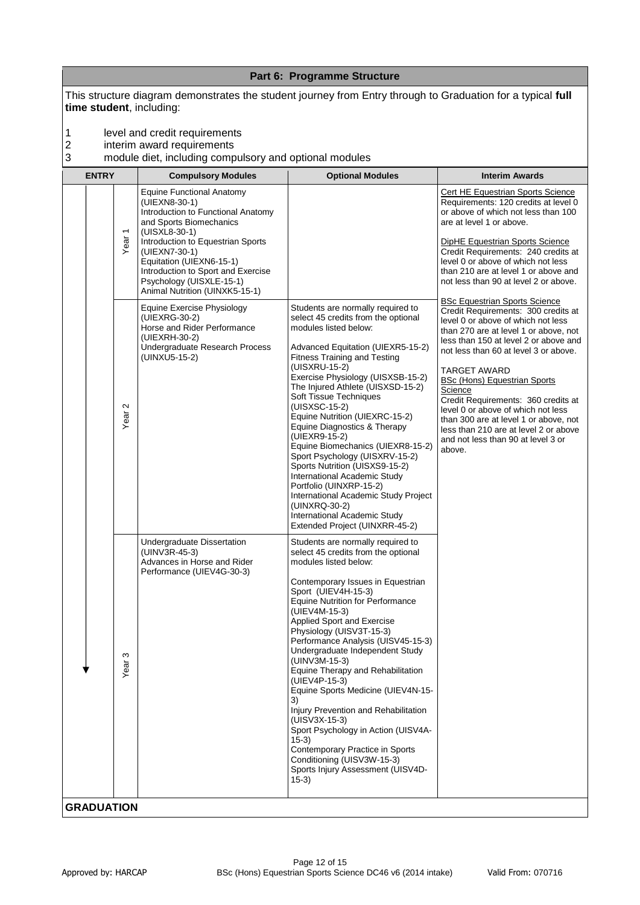## Part 6: Programme Structure

This structure diagram demonstrates the student journey from Entry through to Graduation for a typical **full time student**, including:

1. level and credit requirements
2. interim award requirements
3. module diet, including compulsory and optional modules

| ENTRY | | Compulsory Modules | Optional Modules | Interim Awards |
|---|---|---|---|---|
| | Year 1 | Equine Functional Anatomy (UIEXN8-30-1)<br>Introduction to Functional Anatomy and Sports Biomechanics (UISXL8-30-1)<br>Introduction to Equestrian Sports (UIEXN7-30-1)<br>Equitation (UIEXN6-15-1)<br>Introduction to Sport and Exercise Psychology (UISXLE-15-1)<br>Animal Nutrition (UINXK5-15-1) | | Cert HE Equestrian Sports Science<br>Requirements: 120 credits at level 0 or above of which not less than 100 are at level 1 or above.<br><br>DipHE Equestrian Sports Science<br>Credit Requirements: 240 credits at level 0 or above of which not less than 210 are at level 1 or above and not less than 90 at level 2 or above. |
| | Year 2 | Equine Exercise Physiology (UIEXRG-30-2)<br>Horse and Rider Performance (UIEXRH-30-2)<br>Undergraduate Research Process (UINXU5-15-2) | Students are normally required to select 45 credits from the optional modules listed below:<br><br>Advanced Equitation (UIEXR5-15-2)<br>Fitness Training and Testing (UISXRU-15-2)<br>Exercise Physiology (UISXSB-15-2)<br>The Injured Athlete (UISXSD-15-2)<br>Soft Tissue Techniques (UISXSC-15-2)<br>Equine Nutrition (UIEXRC-15-2)<br>Equine Diagnostics & Therapy (UIEXR9-15-2)<br>Equine Biomechanics (UIEXR8-15-2)<br>Sport Psychology (UISXRV-15-2)<br>Sports Nutrition (UISXS9-15-2)<br>International Academic Study Portfolio (UINXRP-15-2)<br>International Academic Study Project (UINXRQ-30-2)<br>International Academic Study Extended Project (UINXRR-45-2) | BSc Equestrian Sports Science<br>Credit Requirements: 300 credits at level 0 or above of which not less than 270 are at level 1 or above, not less than 150 at level 2 or above and not less than 60 at level 3 or above.<br><br>TARGET AWARD<br>BSc (Hons) Equestrian Sports Science<br>Credit Requirements: 360 credits at level 0 or above of which not less than 300 are at level 1 or above, not less than 210 are at level 2 or above and not less than 90 at level 3 or above. |
| | Year 3 | Undergraduate Dissertation (UINV3R-45-3)<br>Advances in Horse and Rider Performance (UIEV4G-30-3) | Students are normally required to select 45 credits from the optional modules listed below:<br><br>Contemporary Issues in Equestrian Sport (UIEV4H-15-3)<br>Equine Nutrition for Performance (UIEV4M-15-3)<br>Applied Sport and Exercise Physiology (UISV3T-15-3)<br>Performance Analysis (UISV45-15-3)<br>Undergraduate Independent Study (UINV3M-15-3)<br>Equine Therapy and Rehabilitation (UIEV4P-15-3)<br>Equine Sports Medicine (UIEV4N-15-3)<br>Injury Prevention and Rehabilitation (UISV3X-15-3)<br>Sport Psychology in Action (UISV4A-15-3)<br>Contemporary Practice in Sports Conditioning (UISV3W-15-3)<br>Sports Injury Assessment (UISV4D-15-3) | |
| **GRADUATION** | | | | |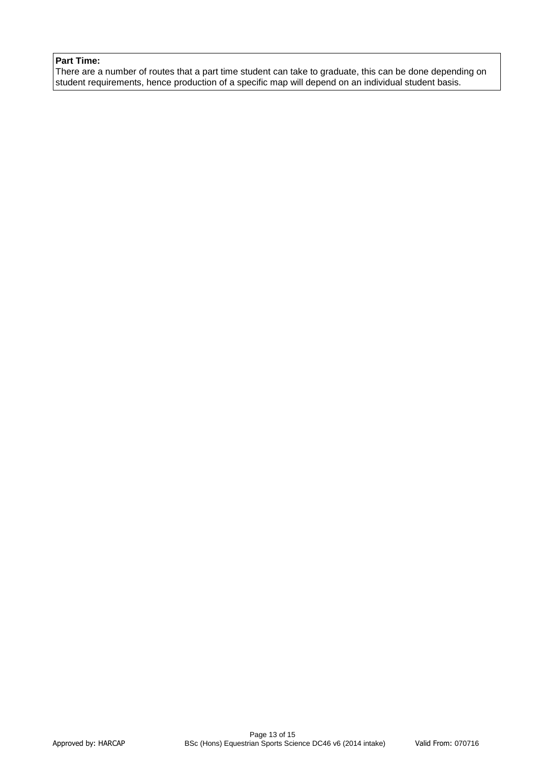**Part Time:**
There are a number of routes that a part time student can take to graduate, this can be done depending on student requirements, hence production of a specific map will depend on an individual student basis.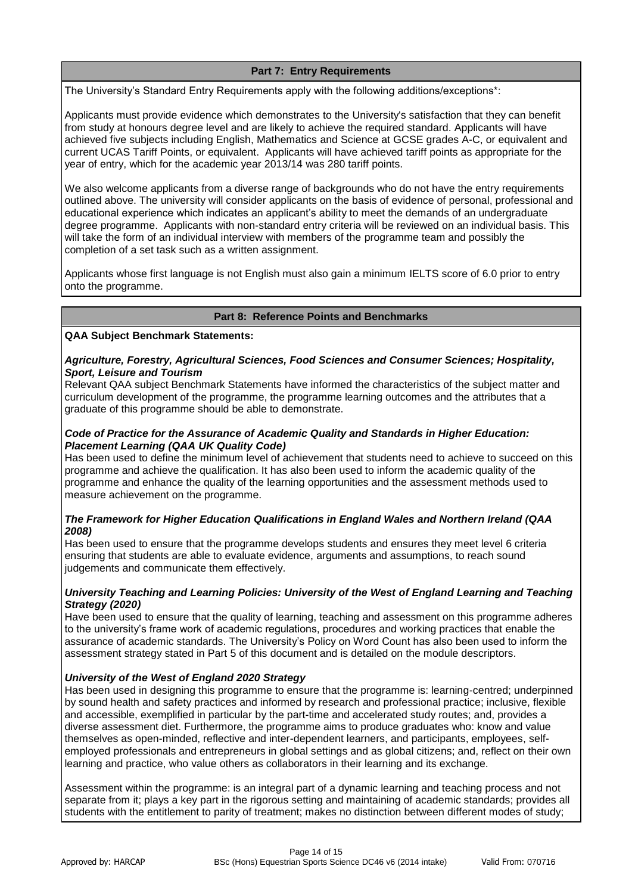## Part 7: Entry Requirements

The University's Standard Entry Requirements apply with the following additions/exceptions*:

Applicants must provide evidence which demonstrates to the University's satisfaction that they can benefit from study at honours degree level and are likely to achieve the required standard. Applicants will have achieved five subjects including English, Mathematics and Science at GCSE grades A-C, or equivalent and current UCAS Tariff Points, or equivalent. Applicants will have achieved tariff points as appropriate for the year of entry, which for the academic year 2013/14 was 280 tariff points.

We also welcome applicants from a diverse range of backgrounds who do not have the entry requirements outlined above. The university will consider applicants on the basis of evidence of personal, professional and educational experience which indicates an applicant's ability to meet the demands of an undergraduate degree programme. Applicants with non-standard entry criteria will be reviewed on an individual basis. This will take the form of an individual interview with members of the programme team and possibly the completion of a set task such as a written assignment.

Applicants whose first language is not English must also gain a minimum IELTS score of 6.0 prior to entry onto the programme.

## Part 8: Reference Points and Benchmarks

**QAA Subject Benchmark Statements:**

***Agriculture, Forestry, Agricultural Sciences, Food Sciences and Consumer Sciences; Hospitality, Sport, Leisure and Tourism***

Relevant QAA subject Benchmark Statements have informed the characteristics of the subject matter and curriculum development of the programme, the programme learning outcomes and the attributes that a graduate of this programme should be able to demonstrate.

***Code of Practice for the Assurance of Academic Quality and Standards in Higher Education: Placement Learning (QAA UK Quality Code)***

Has been used to define the minimum level of achievement that students need to achieve to succeed on this programme and achieve the qualification. It has also been used to inform the academic quality of the programme and enhance the quality of the learning opportunities and the assessment methods used to measure achievement on the programme.

***The Framework for Higher Education Qualifications in England Wales and Northern Ireland (QAA 2008)***

Has been used to ensure that the programme develops students and ensures they meet level 6 criteria ensuring that students are able to evaluate evidence, arguments and assumptions, to reach sound judgements and communicate them effectively.

***University Teaching and Learning Policies: University of the West of England Learning and Teaching Strategy (2020)***

Have been used to ensure that the quality of learning, teaching and assessment on this programme adheres to the university's frame work of academic regulations, procedures and working practices that enable the assurance of academic standards. The University's Policy on Word Count has also been used to inform the assessment strategy stated in Part 5 of this document and is detailed on the module descriptors.

***University of the West of England 2020 Strategy***

Has been used in designing this programme to ensure that the programme is: learning-centred; underpinned by sound health and safety practices and informed by research and professional practice; inclusive, flexible and accessible, exemplified in particular by the part-time and accelerated study routes; and, provides a diverse assessment diet. Furthermore, the programme aims to produce graduates who: know and value themselves as open-minded, reflective and inter-dependent learners, and participants, employees, self-employed professionals and entrepreneurs in global settings and as global citizens; and, reflect on their own learning and practice, who value others as collaborators in their learning and its exchange.

Assessment within the programme: is an integral part of a dynamic learning and teaching process and not separate from it; plays a key part in the rigorous setting and maintaining of academic standards; provides all students with the entitlement to parity of treatment; makes no distinction between different modes of study;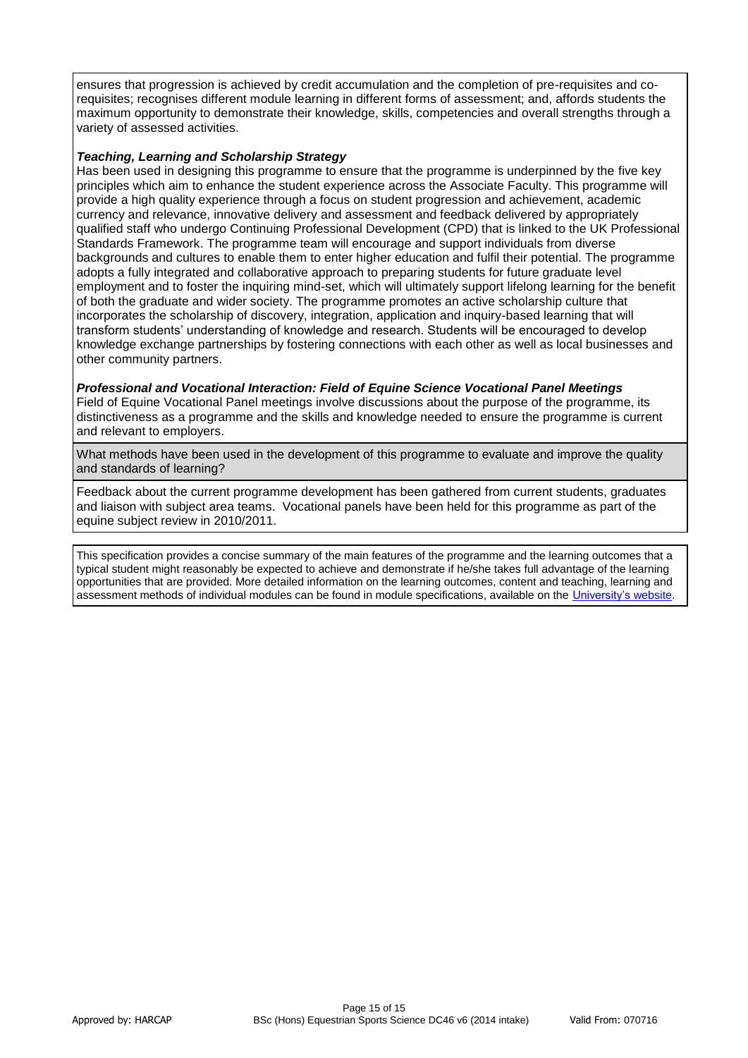ensures that progression is achieved by credit accumulation and the completion of pre-requisites and co-requisites; recognises different module learning in different forms of assessment; and, affords students the maximum opportunity to demonstrate their knowledge, skills, competencies and overall strengths through a variety of assessed activities.

***Teaching, Learning and Scholarship Strategy***

Has been used in designing this programme to ensure that the programme is underpinned by the five key principles which aim to enhance the student experience across the Associate Faculty. This programme will provide a high quality experience through a focus on student progression and achievement, academic currency and relevance, innovative delivery and assessment and feedback delivered by appropriately qualified staff who undergo Continuing Professional Development (CPD) that is linked to the UK Professional Standards Framework. The programme team will encourage and support individuals from diverse backgrounds and cultures to enable them to enter higher education and fulfil their potential. The programme adopts a fully integrated and collaborative approach to preparing students for future graduate level employment and to foster the inquiring mind-set, which will ultimately support lifelong learning for the benefit of both the graduate and wider society. The programme promotes an active scholarship culture that incorporates the scholarship of discovery, integration, application and inquiry-based learning that will transform students' understanding of knowledge and research. Students will be encouraged to develop knowledge exchange partnerships by fostering connections with each other as well as local businesses and other community partners.

***Professional and Vocational Interaction: Field of Equine Science Vocational Panel Meetings***

Field of Equine Vocational Panel meetings involve discussions about the purpose of the programme, its distinctiveness as a programme and the skills and knowledge needed to ensure the programme is current and relevant to employers.

What methods have been used in the development of this programme to evaluate and improve the quality and standards of learning?

Feedback about the current programme development has been gathered from current students, graduates and liaison with subject area teams. Vocational panels have been held for this programme as part of the equine subject review in 2010/2011.

This specification provides a concise summary of the main features of the programme and the learning outcomes that a typical student might reasonably be expected to achieve and demonstrate if he/she takes full advantage of the learning opportunities that are provided. More detailed information on the learning outcomes, content and teaching, learning and assessment methods of individual modules can be found in module specifications, available on the University's website.